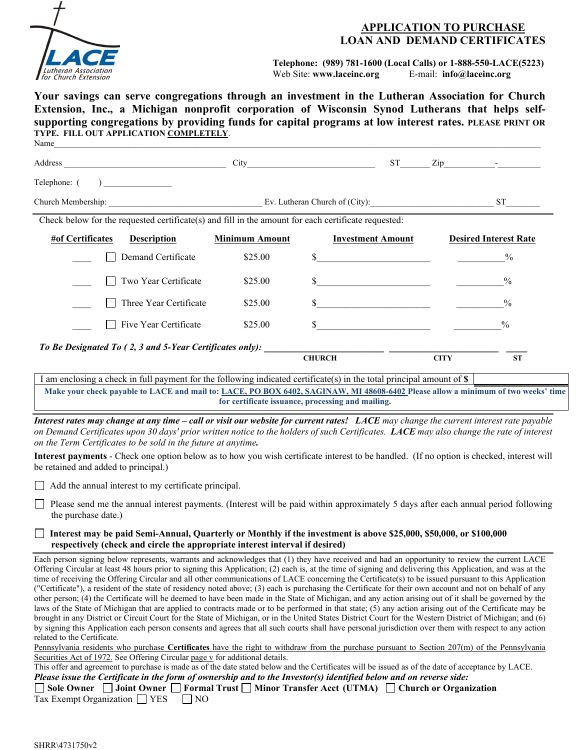LACE
Lutheran Association for Church Extension

# APPLICATION TO PURCHASE LOAN AND DEMAND CERTIFICATES

**Telephone: (989) 781-1600 (Local Calls) or 1-888-550-LACE(5223)**
Web Site: **www.laceinc.org** E-mail: **info@laceinc.org**

**Your savings can serve congregations through an investment in the Lutheran Association for Church Extension, Inc., a Michigan nonprofit corporation of Wisconsin Synod Lutherans that helps self-supporting congregations by providing funds for capital programs at low interest rates. PLEASE PRINT OR TYPE. FILL OUT APPLICATION COMPLETELY.**

Name_______________________________________________

Address ______________________ City______________________ ST______ Zip__________-_________

Telephone: ( ) _______________

Church Membership: ______________________ Ev. Lutheran Church of (City):______________________ ST________

Check below for the requested certificate(s) and fill in the amount for each certificate requested:

| #of Certificates | Description | Minimum Amount | Investment Amount | Desired Interest Rate |
|---|---|---|---|---|
| ____ | ☐ Demand Certificate | $25.00 | $______________________ | __________% |
| ____ | ☐ Two Year Certificate | $25.00 | $______________________ | __________% |
| ____ | ☐ Three Year Certificate | $25.00 | $______________________ | __________% |
| ____ | ☐ Five Year Certificate | $25.00 | $______________________ | __________% |

***To Be Designated To ( 2, 3 and 5-Year Certificates only):*** ______________________ ______________________ _____
CHURCH CITY ST

I am enclosing a check in full payment for the following indicated certificate(s) in the total principal amount of **$** ____________

**Make your check payable to LACE and mail to: LACE, PO BOX 6402, SAGINAW, MI 48608-6402 Please allow a minimum of two weeks' time for certificate issuance, processing and mailing.**

***Interest rates may change at any time – call or visit our website for current rates! LACE*** *may change the current interest rate payable on Demand Certificates upon 30 days' prior written notice to the holders of such Certificates.* ***LACE*** *may also change the rate of interest on the Term Certificates to be sold in the future at anytime.*

**Interest payments** - Check one option below as to how you wish certificate interest to be handled. (If no option is checked, interest will be retained and added to principal.)

☐ Add the annual interest to my certificate principal.

☐ Please send me the annual interest payments. (Interest will be paid within approximately 5 days after each annual period following the purchase date.)

☐ **Interest may be paid Semi-Annual, Quarterly or Monthly if the investment is above $25,000, $50,000, or $100,000 respectively (check and circle the appropriate interest interval if desired)**

Each person signing below represents, warrants and acknowledges that (1) they have received and had an opportunity to review the current LACE Offering Circular at least 48 hours prior to signing this Application; (2) each is, at the time of signing and delivering this Application, and was at the time of receiving the Offering Circular and all other communications of LACE concerning the Certificate(s) to be issued pursuant to this Application ("Certificate"), a resident of the state of residency noted above; (3) each is purchasing the Certificate for their own account and not on behalf of any other person; (4) the Certificate will be deemed to have been made in the State of Michigan, and any action arising out of it shall be governed by the laws of the State of Michigan that are applied to contracts made or to be performed in that state; (5) any action arising out of the Certificate may be brought in any District or Circuit Court for the State of Michigan, or in the United States District Court for the Western District of Michigan; and (6) by signing this Application each person consents and agrees that all such courts shall have personal jurisdiction over them with respect to any action related to the Certificate.

Pennsylvania residents who purchase **Certificates** have the right to withdraw from the purchase pursuant to Section 207(m) of the Pennsylvania Securities Act of 1972. See Offering Circular page v for additional details.

This offer and agreement to purchase is made as of the date stated below and the Certificates will be issued as of the date of acceptance by LACE.

***Please issue the Certificate in the form of ownership and to the Investor(s) identified below and on reverse side:***

☐ **Sole Owner** ☐ **Joint Owner** ☐ **Formal Trust** ☐ **Minor Transfer Acct (UTMA)** ☐ **Church or Organization**

Tax Exempt Organization ☐ YES ☐ NO

SHRR\4731750v2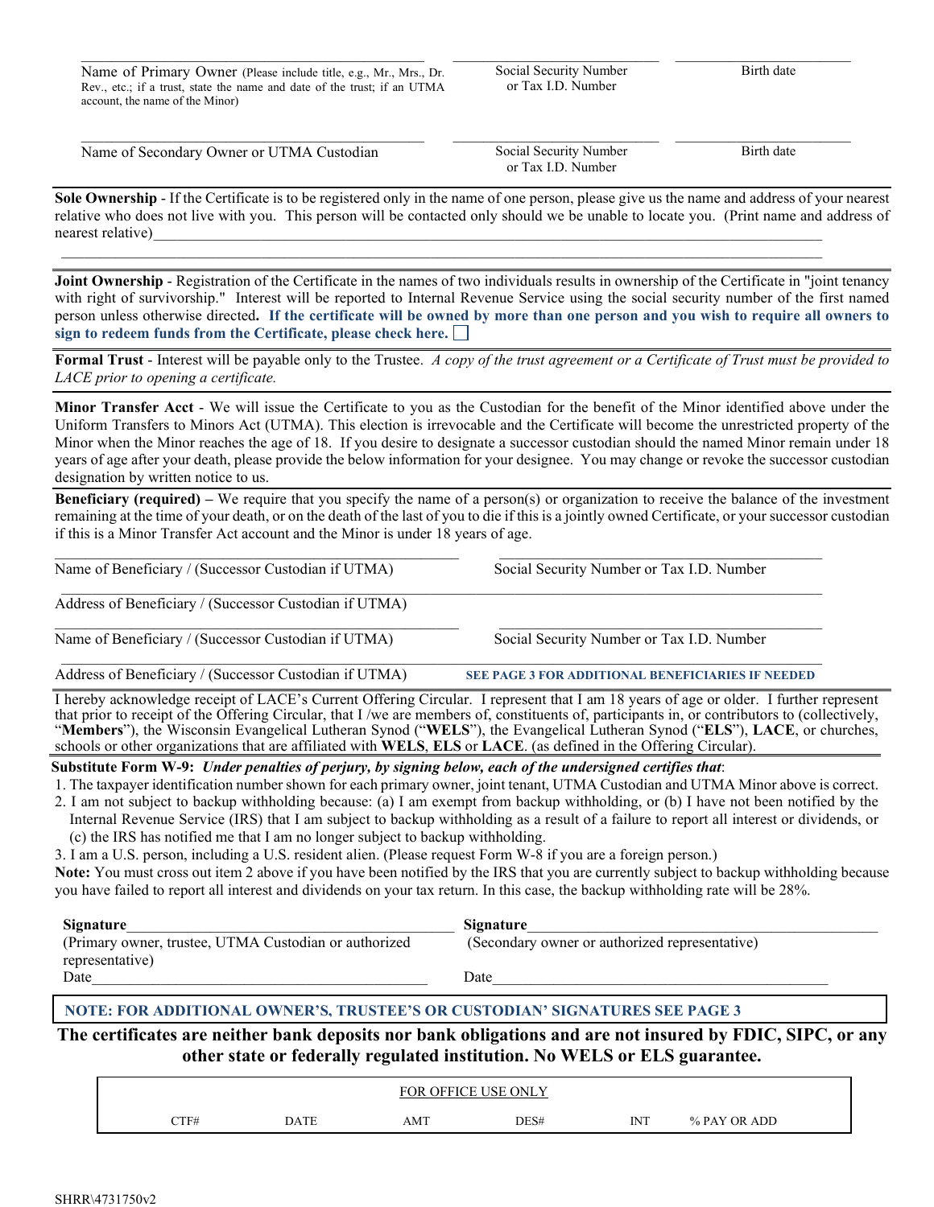\_\_\_\_\_\_\_\_\_\_\_\_\_\_\_\_\_\_\_\_\_\_\_\_\_\_\_\_\_\_\_\_\_\_\_\_\_\_\_\_\_\_\_\_ \_\_\_\_\_\_\_\_\_\_\_\_\_\_\_\_\_\_\_\_\_\_\_\_\_\_\_\_ \_\_\_\_\_\_\_\_\_\_\_\_\_\_\_\_\_\_\_\_\_\_\_\_\_\_

Name of Primary Owner (Please include title, e.g., Mr., Mrs., Dr. Rev., etc.; if a trust, state the name and date of the trust; if an UTMA account, the name of the Minor) | Social Security Number or Tax I.D. Number | Birth date

\_\_\_\_\_\_\_\_\_\_\_\_\_\_\_\_\_\_\_\_\_\_\_\_\_\_\_\_\_\_\_\_\_\_\_\_\_\_\_\_\_\_\_\_ \_\_\_\_\_\_\_\_\_\_\_\_\_\_\_\_\_\_\_\_\_\_\_\_\_\_\_\_ \_\_\_\_\_\_\_\_\_\_\_\_\_\_\_\_\_\_\_\_\_\_\_\_\_\_

Name of Secondary Owner or UTMA Custodian | Social Security Number or Tax I.D. Number | Birth date

**Sole Ownership** - If the Certificate is to be registered only in the name of one person, please give us the name and address of your nearest relative who does not live with you. This person will be contacted only should we be unable to locate you. (Print name and address of nearest relative)\_\_\_\_\_\_\_\_\_\_\_\_\_\_\_\_\_\_\_\_\_\_\_\_\_\_\_\_\_\_\_\_\_\_\_\_\_\_\_\_\_\_\_\_\_\_\_\_\_\_\_\_\_\_\_\_\_\_\_\_\_\_\_\_\_\_\_\_\_\_\_\_\_\_\_\_\_\_\_\_

\_\_\_\_\_\_\_\_\_\_\_\_\_\_\_\_\_\_\_\_\_\_\_\_\_\_\_\_\_\_\_\_\_\_\_\_\_\_\_\_\_\_\_\_\_\_\_\_\_\_\_\_\_\_\_\_\_\_\_\_\_\_\_\_\_\_\_\_\_\_\_\_\_\_\_\_\_\_\_\_\_\_\_\_\_\_\_\_\_\_\_\_\_\_

**Joint Ownership** - Registration of the Certificate in the names of two individuals results in ownership of the Certificate in "joint tenancy with right of survivorship." Interest will be reported to Internal Revenue Service using the social security number of the first named person unless otherwise directed**. If the certificate will be owned by more than one person and you wish to require all owners to sign to redeem funds from the Certificate, please check here.** ☐

**Formal Trust** - Interest will be payable only to the Trustee. *A copy of the trust agreement or a Certificate of Trust must be provided to LACE prior to opening a certificate.*

**Minor Transfer Acct** - We will issue the Certificate to you as the Custodian for the benefit of the Minor identified above under the Uniform Transfers to Minors Act (UTMA). This election is irrevocable and the Certificate will become the unrestricted property of the Minor when the Minor reaches the age of 18. If you desire to designate a successor custodian should the named Minor remain under 18 years of age after your death, please provide the below information for your designee. You may change or revoke the successor custodian designation by written notice to us.

**Beneficiary (required) –** We require that you specify the name of a person(s) or organization to receive the balance of the investment remaining at the time of your death, or on the death of the last of you to die if this is a jointly owned Certificate, or your successor custodian if this is a Minor Transfer Act account and the Minor is under 18 years of age.

\_\_\_\_\_\_\_\_\_\_\_\_\_\_\_\_\_\_\_\_\_\_\_\_\_\_\_\_\_\_\_\_\_\_\_\_\_\_\_\_\_\_\_\_\_\_\_\_ \_\_\_\_\_\_\_\_\_\_\_\_\_\_\_\_\_\_\_\_\_\_\_\_\_\_\_\_\_\_\_\_\_\_\_\_\_\_\_\_

Name of Beneficiary / (Successor Custodian if UTMA) | Social Security Number or Tax I.D. Number

\_\_\_\_\_\_\_\_\_\_\_\_\_\_\_\_\_\_\_\_\_\_\_\_\_\_\_\_\_\_\_\_\_\_\_\_\_\_\_\_\_\_\_\_\_\_\_\_\_\_\_\_\_\_\_\_\_\_\_\_\_\_\_\_\_\_\_\_\_\_\_\_\_\_\_\_\_\_\_\_\_\_\_\_\_\_\_\_\_\_

Address of Beneficiary / (Successor Custodian if UTMA)

\_\_\_\_\_\_\_\_\_\_\_\_\_\_\_\_\_\_\_\_\_\_\_\_\_\_\_\_\_\_\_\_\_\_\_\_\_\_\_\_\_\_\_\_\_\_\_\_ \_\_\_\_\_\_\_\_\_\_\_\_\_\_\_\_\_\_\_\_\_\_\_\_\_\_\_\_\_\_\_\_\_\_\_\_\_\_\_\_

Name of Beneficiary / (Successor Custodian if UTMA) | Social Security Number or Tax I.D. Number

\_\_\_\_\_\_\_\_\_\_\_\_\_\_\_\_\_\_\_\_\_\_\_\_\_\_\_\_\_\_\_\_\_\_\_\_\_\_\_\_\_\_\_\_\_\_\_\_\_\_\_\_\_\_\_\_\_\_\_\_\_\_\_\_\_\_\_\_\_\_\_\_\_\_\_\_\_\_\_\_\_\_\_\_\_\_\_\_\_\_

Address of Beneficiary / (Successor Custodian if UTMA) **SEE PAGE 3 FOR ADDITIONAL BENEFICIARIES IF NEEDED**

I hereby acknowledge receipt of LACE's Current Offering Circular. I represent that I am 18 years of age or older. I further represent that prior to receipt of the Offering Circular, that I /we are members of, constituents of, participants in, or contributors to (collectively, "**Members**"), the Wisconsin Evangelical Lutheran Synod ("**WELS**"), the Evangelical Lutheran Synod ("**ELS**"), **LACE**, or churches, schools or other organizations that are affiliated with **WELS**, **ELS** or **LACE**. (as defined in the Offering Circular).

**Substitute Form W-9:** ***Under penalties of perjury, by signing below, each of the undersigned certifies that***:

1. The taxpayer identification number shown for each primary owner, joint tenant, UTMA Custodian and UTMA Minor above is correct.
2. I am not subject to backup withholding because: (a) I am exempt from backup withholding, or (b) I have not been notified by the Internal Revenue Service (IRS) that I am subject to backup withholding as a result of a failure to report all interest or dividends, or (c) the IRS has notified me that I am no longer subject to backup withholding.
3. I am a U.S. person, including a U.S. resident alien. (Please request Form W-8 if you are a foreign person.)

**Note:** You must cross out item 2 above if you have been notified by the IRS that you are currently subject to backup withholding because you have failed to report all interest and dividends on your tax return. In this case, the backup withholding rate will be 28%.

**Signature**\_\_\_\_\_\_\_\_\_\_\_\_\_\_\_\_\_\_\_\_\_\_\_\_\_\_\_\_\_\_\_\_\_\_\_\_\_\_\_\_
(Primary owner, trustee, UTMA Custodian or authorized representative)
Date\_\_\_\_\_\_\_\_\_\_\_\_\_\_\_\_\_\_\_\_\_\_\_\_\_\_\_\_\_\_\_\_\_\_\_\_\_\_\_\_\_\_\_\_

**Signature**\_\_\_\_\_\_\_\_\_\_\_\_\_\_\_\_\_\_\_\_\_\_\_\_\_\_\_\_\_\_\_\_\_\_\_\_\_\_\_\_
(Secondary owner or authorized representative)
Date\_\_\_\_\_\_\_\_\_\_\_\_\_\_\_\_\_\_\_\_\_\_\_\_\_\_\_\_\_\_\_\_\_\_\_\_\_\_\_\_\_\_\_\_

**NOTE: FOR ADDITIONAL OWNER'S, TRUSTEE'S OR CUSTODIAN' SIGNATURES SEE PAGE 3**

**The certificates are neither bank deposits nor bank obligations and are not insured by FDIC, SIPC, or any other state or federally regulated institution. No WELS or ELS guarantee.**

FOR OFFICE USE ONLY

| CTF# | DATE | AMT | DES# | INT | % PAY OR ADD |
|---|---|---|---|---|---|
| | | | | | |

SHRR\4731750v2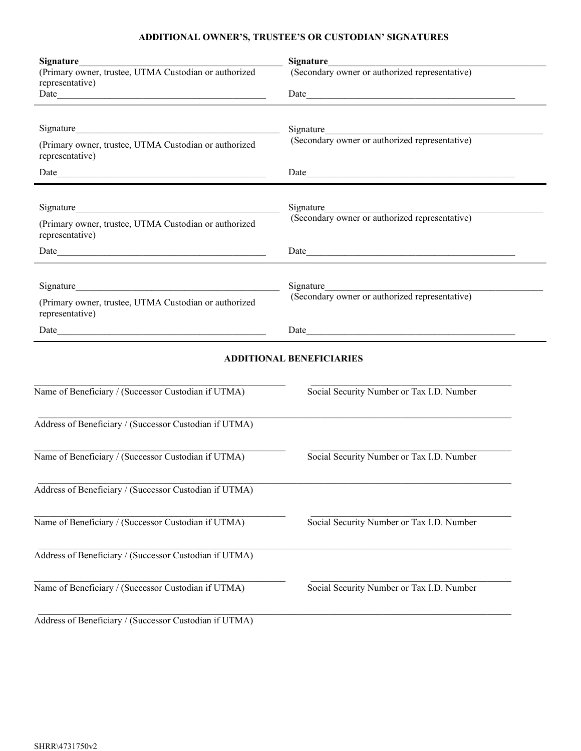## ADDITIONAL OWNER'S, TRUSTEE'S OR CUSTODIAN' SIGNATURES

| | |
|---|---|
| **Signature**______________________________ | **Signature**______________________________ |
| (Primary owner, trustee, UTMA Custodian or authorized representative) | (Secondary owner or authorized representative) |
| Date______________________________ | Date______________________________ |

| | |
|---|---|
| Signature______________________________ | Signature______________________________ |
| (Primary owner, trustee, UTMA Custodian or authorized representative) | (Secondary owner or authorized representative) |
| Date______________________________ | Date______________________________ |

| | |
|---|---|
| Signature______________________________ | Signature______________________________ |
| (Primary owner, trustee, UTMA Custodian or authorized representative) | (Secondary owner or authorized representative) |
| Date______________________________ | Date______________________________ |

| | |
|---|---|
| Signature______________________________ | Signature______________________________ |
| (Primary owner, trustee, UTMA Custodian or authorized representative) | (Secondary owner or authorized representative) |
| Date______________________________ | Date______________________________ |

## ADDITIONAL BENEFICIARIES

______________________________ ______________________________
Name of Beneficiary / (Successor Custodian if UTMA) Social Security Number or Tax I.D. Number

____________________________________________________________
Address of Beneficiary / (Successor Custodian if UTMA)

______________________________ ______________________________
Name of Beneficiary / (Successor Custodian if UTMA) Social Security Number or Tax I.D. Number

____________________________________________________________
Address of Beneficiary / (Successor Custodian if UTMA)

______________________________ ______________________________
Name of Beneficiary / (Successor Custodian if UTMA) Social Security Number or Tax I.D. Number

____________________________________________________________
Address of Beneficiary / (Successor Custodian if UTMA)

______________________________ ______________________________
Name of Beneficiary / (Successor Custodian if UTMA) Social Security Number or Tax I.D. Number

____________________________________________________________
Address of Beneficiary / (Successor Custodian if UTMA)

SHRR\4731750v2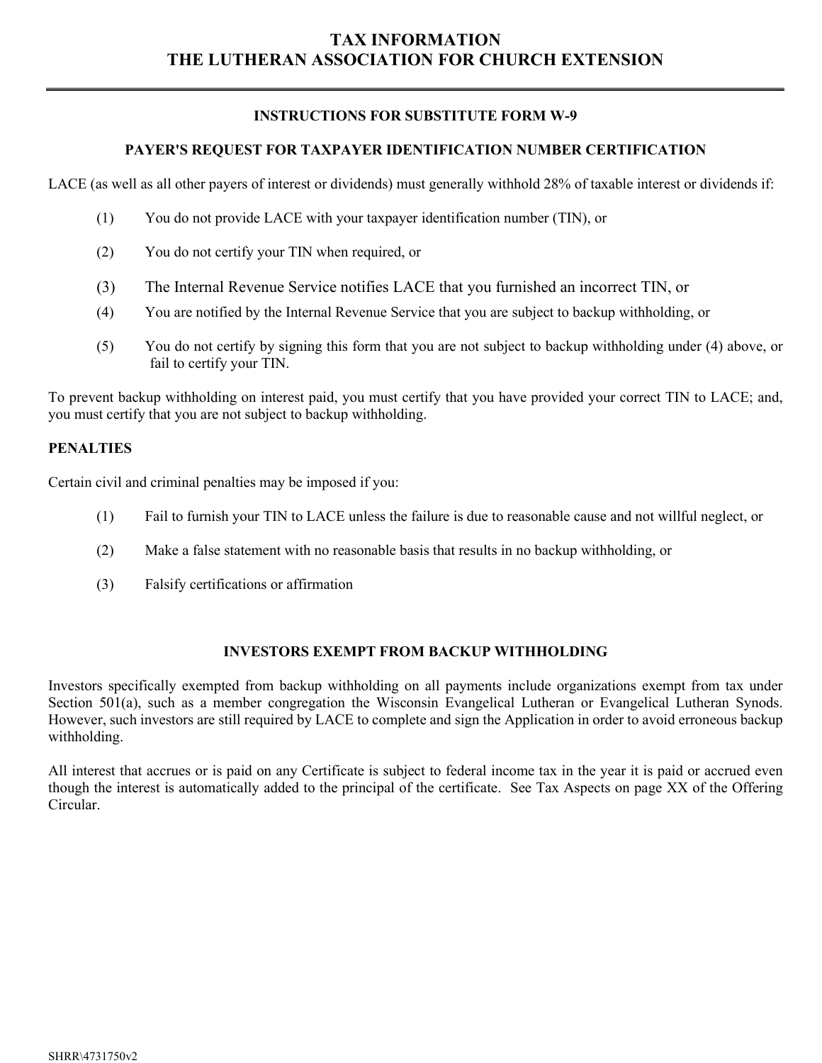# TAX INFORMATION
# THE LUTHERAN ASSOCIATION FOR CHURCH EXTENSION

---

### INSTRUCTIONS FOR SUBSTITUTE FORM W-9

### PAYER'S REQUEST FOR TAXPAYER IDENTIFICATION NUMBER CERTIFICATION

LACE (as well as all other payers of interest or dividends) must generally withhold 28% of taxable interest or dividends if:

(1) You do not provide LACE with your taxpayer identification number (TIN), or

(2) You do not certify your TIN when required, or

(3) The Internal Revenue Service notifies LACE that you furnished an incorrect TIN, or

(4) You are notified by the Internal Revenue Service that you are subject to backup withholding, or

(5) You do not certify by signing this form that you are not subject to backup withholding under (4) above, or fail to certify your TIN.

To prevent backup withholding on interest paid, you must certify that you have provided your correct TIN to LACE; and, you must certify that you are not subject to backup withholding.

**PENALTIES**

Certain civil and criminal penalties may be imposed if you:

(1) Fail to furnish your TIN to LACE unless the failure is due to reasonable cause and not willful neglect, or

(2) Make a false statement with no reasonable basis that results in no backup withholding, or

(3) Falsify certifications or affirmation

### INVESTORS EXEMPT FROM BACKUP WITHHOLDING

Investors specifically exempted from backup withholding on all payments include organizations exempt from tax under Section 501(a), such as a member congregation the Wisconsin Evangelical Lutheran or Evangelical Lutheran Synods. However, such investors are still required by LACE to complete and sign the Application in order to avoid erroneous backup withholding.

All interest that accrues or is paid on any Certificate is subject to federal income tax in the year it is paid or accrued even though the interest is automatically added to the principal of the certificate. See Tax Aspects on page XX of the Offering Circular.

SHRR\4731750v2